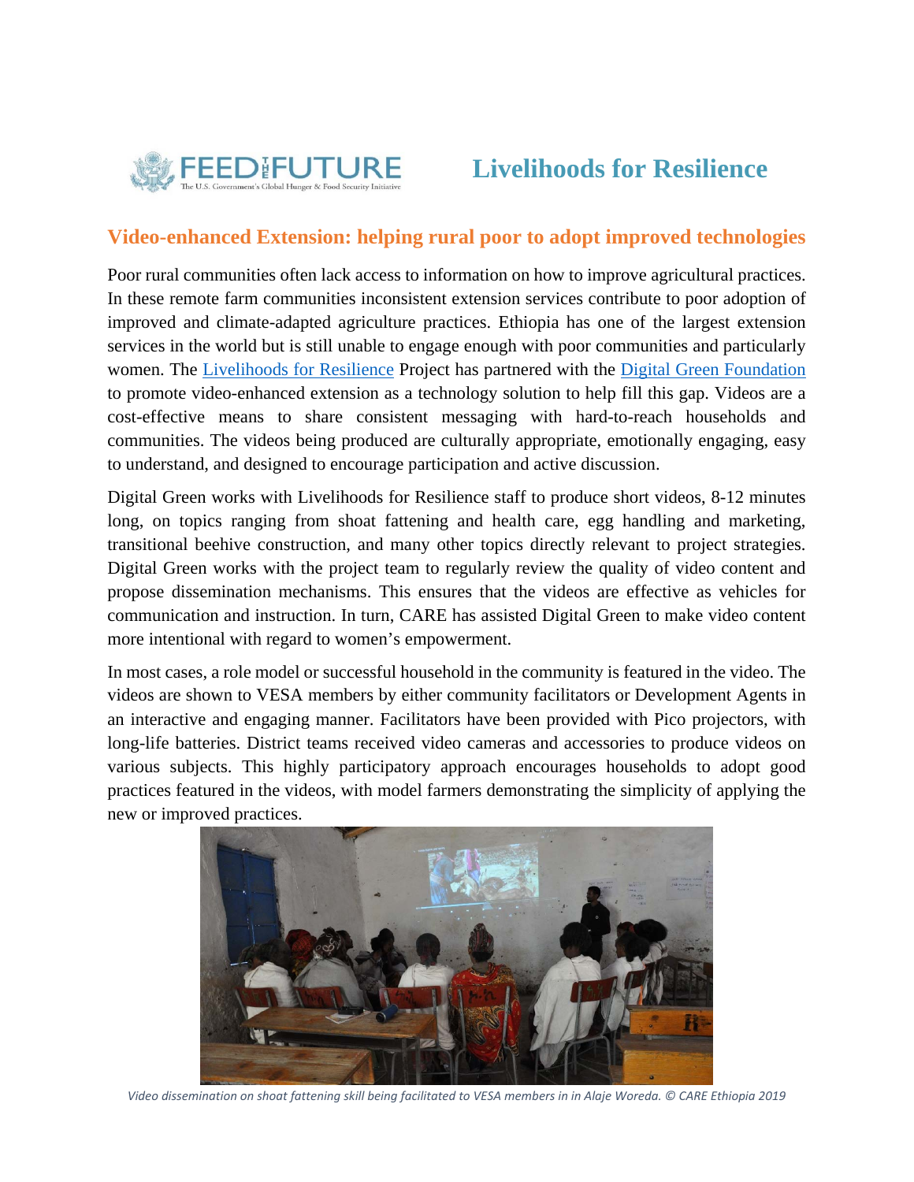# Livelihoods for Resilience

## Video-enhanced Extension: helping rural poor to adopt improved technologies

Poor rural communities often lack access to information on how to improve agricultural practices. In these remote farm communities inconsistent extension services contribute to poor adoption of improved and climate-adapted agriculture practices. Ethiopia has one of the largest extension services in the world but is still unable to engage enough with poor communities and particularly women. The Livelihoods for Resilience Project has partnered with the Digital Green Foundation to promote video-enhanced extension as a technology solution to help fill this gap. Videos are a cost-effective means to share consistent messaging with hard-to-reach households and communities. The videos being produced are culturally appropriate, emotionally engaging, easy to understand, and designed to encourage participation and active discussion.

Digital Green works with Livelihoods for Resilience staff to produce short videos, 8-12 minutes long, on topics ranging from shoat fattening and health care, egg handling and marketing, transitional beehive construction, and many other topics directly relevant to project strategies. Digital Green works with the project team to regularly review the quality of video content and propose dissemination mechanisms. This ensures that the videos are effective as vehicles for communication and instruction. In turn, CARE has assisted Digital Green to make video content more intentional with regard to women's empowerment.

In most cases, a role model or successful household in the community is featured in the video. The videos are shown to VESA members by either community facilitators or Development Agents in an interactive and engaging manner. Facilitators have been provided with Pico projectors, with long-life batteries. District teams received video cameras and accessories to produce videos on various subjects. This highly participatory approach encourages households to adopt good practices featured in the videos, with model farmers demonstrating the simplicity of applying the new or improved practices.

*Video dissemination on shoat fattening skill being facilitated to VESA members in in Alaje Woreda. © CARE Ethiopia 2019*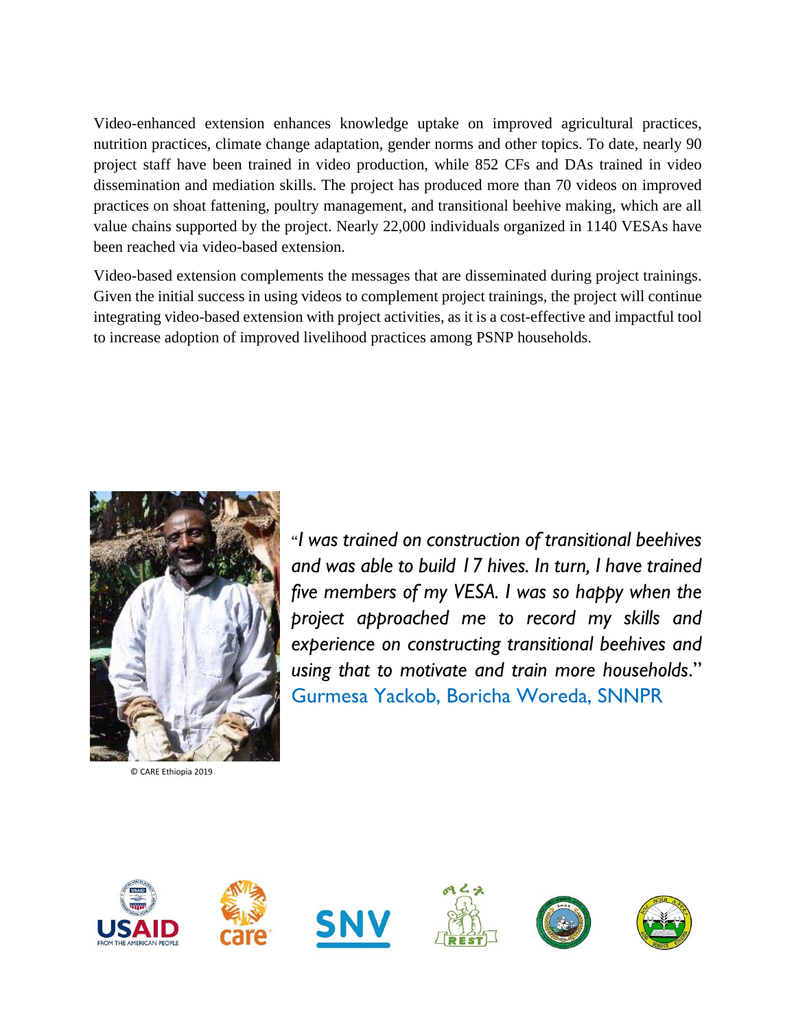Video-enhanced extension enhances knowledge uptake on improved agricultural practices, nutrition practices, climate change adaptation, gender norms and other topics. To date, nearly 90 project staff have been trained in video production, while 852 CFs and DAs trained in video dissemination and mediation skills. The project has produced more than 70 videos on improved practices on shoat fattening, poultry management, and transitional beehive making, which are all value chains supported by the project. Nearly 22,000 individuals organized in 1140 VESAs have been reached via video-based extension.

Video-based extension complements the messages that are disseminated during project trainings. Given the initial success in using videos to complement project trainings, the project will continue integrating video-based extension with project activities, as it is a cost-effective and impactful tool to increase adoption of improved livelihood practices among PSNP households.

© CARE Ethiopia 2019

"*I was trained on construction of transitional beehives and was able to build 17 hives. In turn, I have trained five members of my VESA. I was so happy when the project approached me to record my skills and experience on constructing transitional beehives and using that to motivate and train more households.*"
Gurmesa Yackob, Boricha Woreda, SNNPR